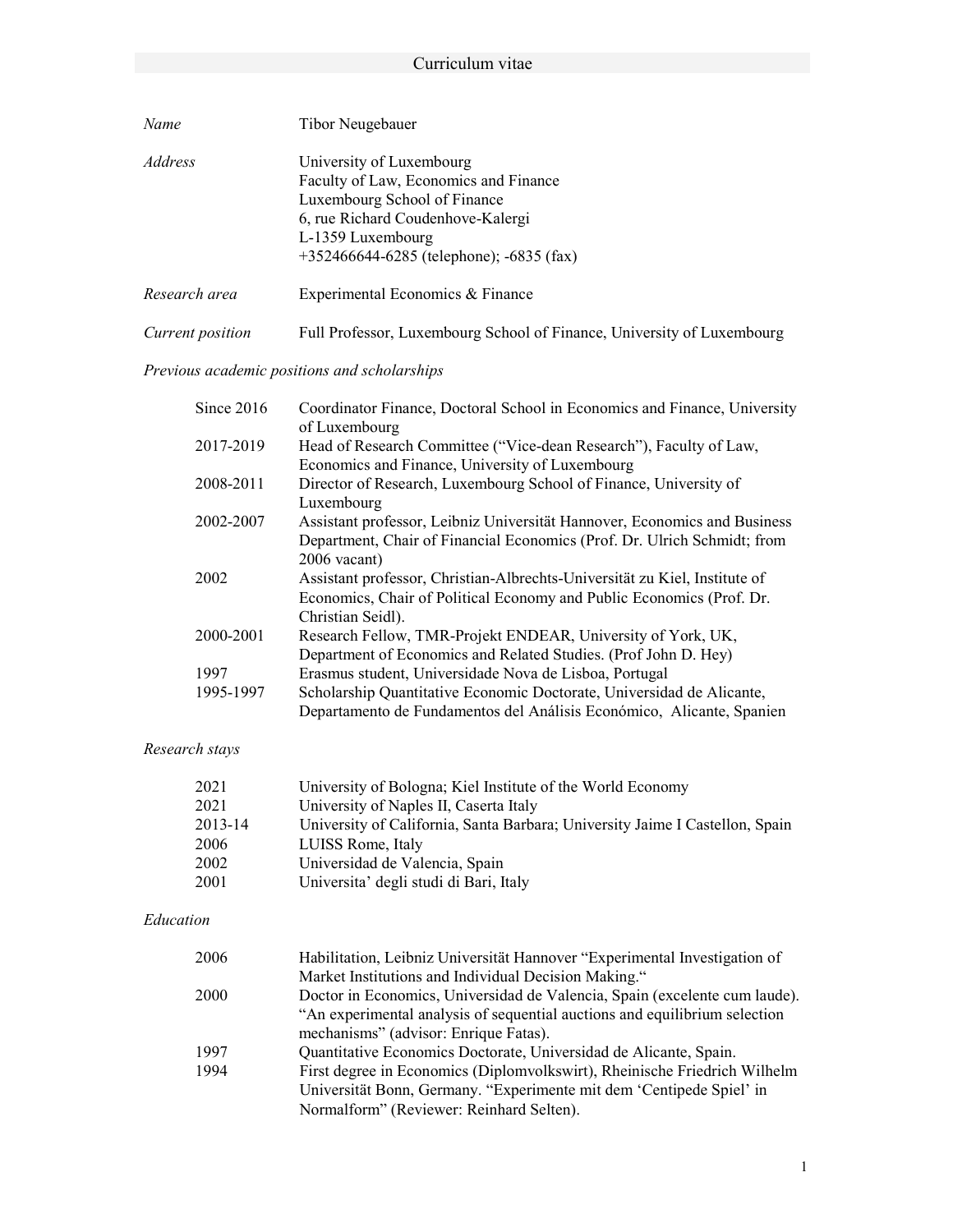# Curriculum vitae

| | |
|---|---|
| *Name* | Tibor Neugebauer |
| *Address* | University of Luxembourg<br>Faculty of Law, Economics and Finance<br>Luxembourg School of Finance<br>6, rue Richard Coudenhove-Kalergi<br>L-1359 Luxembourg<br>+352466644-6285 (telephone); -6835 (fax) |
| *Research area* | Experimental Economics & Finance |
| *Current position* | Full Professor, Luxembourg School of Finance, University of Luxembourg |

*Previous academic positions and scholarships*

| | |
|---|---|
| Since 2016 | Coordinator Finance, Doctoral School in Economics and Finance, University of Luxembourg |
| 2017-2019 | Head of Research Committee ("Vice-dean Research"), Faculty of Law, Economics and Finance, University of Luxembourg |
| 2008-2011 | Director of Research, Luxembourg School of Finance, University of Luxembourg |
| 2002-2007 | Assistant professor, Leibniz Universität Hannover, Economics and Business Department, Chair of Financial Economics (Prof. Dr. Ulrich Schmidt; from 2006 vacant) |
| 2002 | Assistant professor, Christian-Albrechts-Universität zu Kiel, Institute of Economics, Chair of Political Economy and Public Economics (Prof. Dr. Christian Seidl). |
| 2000-2001 | Research Fellow, TMR-Projekt ENDEAR, University of York, UK, Department of Economics and Related Studies. (Prof John D. Hey) |
| 1997 | Erasmus student, Universidade Nova de Lisboa, Portugal |
| 1995-1997 | Scholarship Quantitative Economic Doctorate, Universidad de Alicante, Departamento de Fundamentos del Análisis Económico, Alicante, Spanien |

*Research stays*

| | |
|---|---|
| 2021 | University of Bologna; Kiel Institute of the World Economy |
| 2021 | University of Naples II, Caserta Italy |
| 2013-14 | University of California, Santa Barbara; University Jaime I Castellon, Spain |
| 2006 | LUISS Rome, Italy |
| 2002 | Universidad de Valencia, Spain |
| 2001 | Universita' degli studi di Bari, Italy |

*Education*

| | |
|---|---|
| 2006 | Habilitation, Leibniz Universität Hannover "Experimental Investigation of Market Institutions and Individual Decision Making." |
| 2000 | Doctor in Economics, Universidad de Valencia, Spain (excelente cum laude). "An experimental analysis of sequential auctions and equilibrium selection mechanisms" (advisor: Enrique Fatas). |
| 1997 | Quantitative Economics Doctorate, Universidad de Alicante, Spain. |
| 1994 | First degree in Economics (Diplomvolkswirt), Rheinische Friedrich Wilhelm Universität Bonn, Germany. "Experimente mit dem 'Centipede Spiel' in Normalform" (Reviewer: Reinhard Selten). |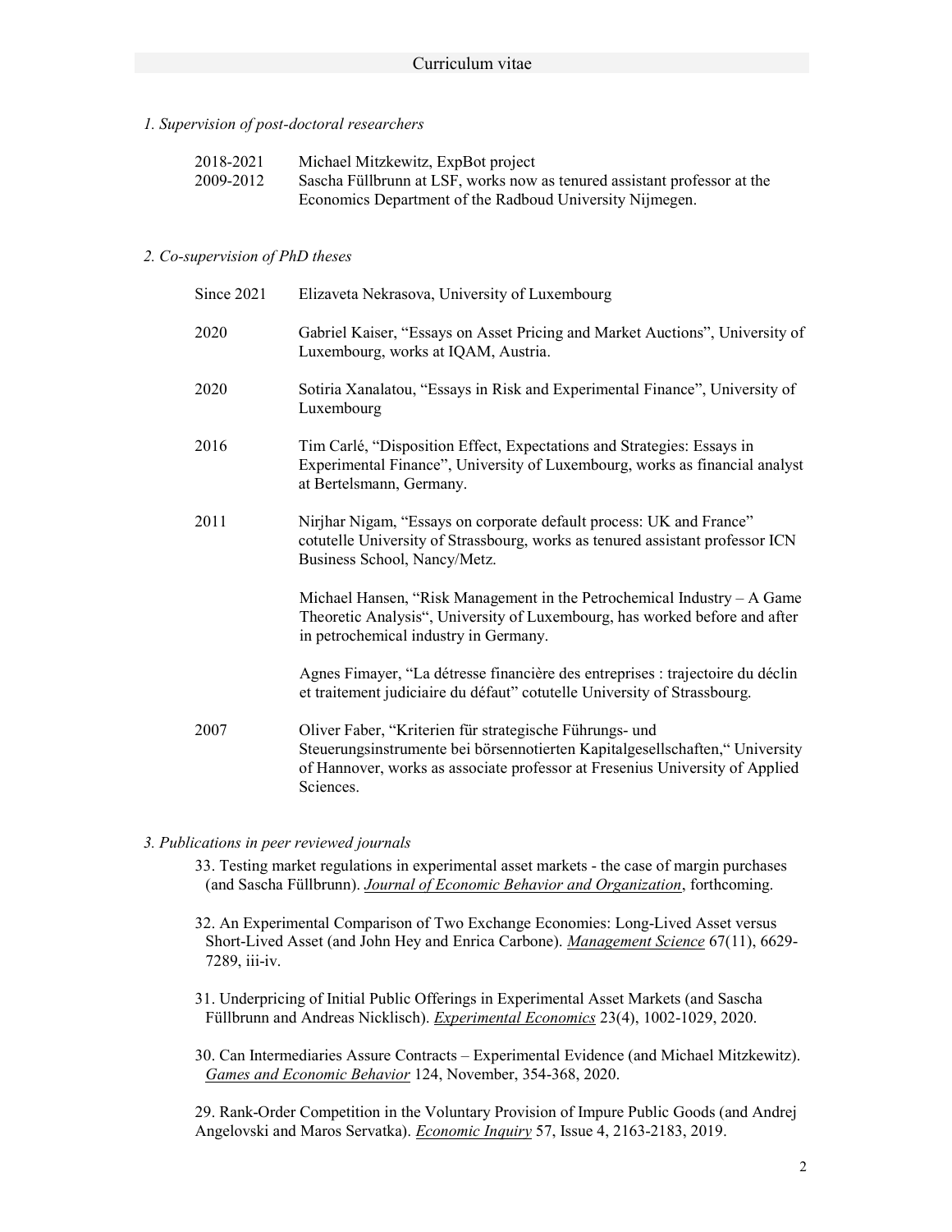*1. Supervision of post-doctoral researchers*

| | |
|---|---|
| 2018-2021 | Michael Mitzkewitz, ExpBot project |
| 2009-2012 | Sascha Füllbrunn at LSF, works now as tenured assistant professor at the Economics Department of the Radboud University Nijmegen. |

*2. Co-supervision of PhD theses*

| | |
|---|---|
| Since 2021 | Elizaveta Nekrasova, University of Luxembourg |
| 2020 | Gabriel Kaiser, "Essays on Asset Pricing and Market Auctions", University of Luxembourg, works at IQAM, Austria. |
| 2020 | Sotiria Xanalatou, "Essays in Risk and Experimental Finance", University of Luxembourg |
| 2016 | Tim Carlé, "Disposition Effect, Expectations and Strategies: Essays in Experimental Finance", University of Luxembourg, works as financial analyst at Bertelsmann, Germany. |
| 2011 | Nirjhar Nigam, "Essays on corporate default process: UK and France" cotutelle University of Strassbourg, works as tenured assistant professor ICN Business School, Nancy/Metz. |
| | Michael Hansen, "Risk Management in the Petrochemical Industry – A Game Theoretic Analysis", University of Luxembourg, has worked before and after in petrochemical industry in Germany. |
| | Agnes Fimayer, "La détresse financière des entreprises : trajectoire du déclin et traitement judiciaire du défaut" cotutelle University of Strassbourg. |
| 2007 | Oliver Faber, "Kriterien für strategische Führungs- und Steuerungsinstrumente bei börsennotierten Kapitalgesellschaften," University of Hannover, works as associate professor at Fresenius University of Applied Sciences. |

*3. Publications in peer reviewed journals*

33. Testing market regulations in experimental asset markets - the case of margin purchases (and Sascha Füllbrunn). *Journal of Economic Behavior and Organization*, forthcoming.

32. An Experimental Comparison of Two Exchange Economies: Long-Lived Asset versus Short-Lived Asset (and John Hey and Enrica Carbone). *Management Science* 67(11), 6629-7289, iii-iv.

31. Underpricing of Initial Public Offerings in Experimental Asset Markets (and Sascha Füllbrunn and Andreas Nicklisch). *Experimental Economics* 23(4), 1002-1029, 2020.

30. Can Intermediaries Assure Contracts – Experimental Evidence (and Michael Mitzkewitz). *Games and Economic Behavior* 124, November, 354-368, 2020.

29. Rank-Order Competition in the Voluntary Provision of Impure Public Goods (and Andrej Angelovski and Maros Servatka). *Economic Inquiry* 57, Issue 4, 2163-2183, 2019.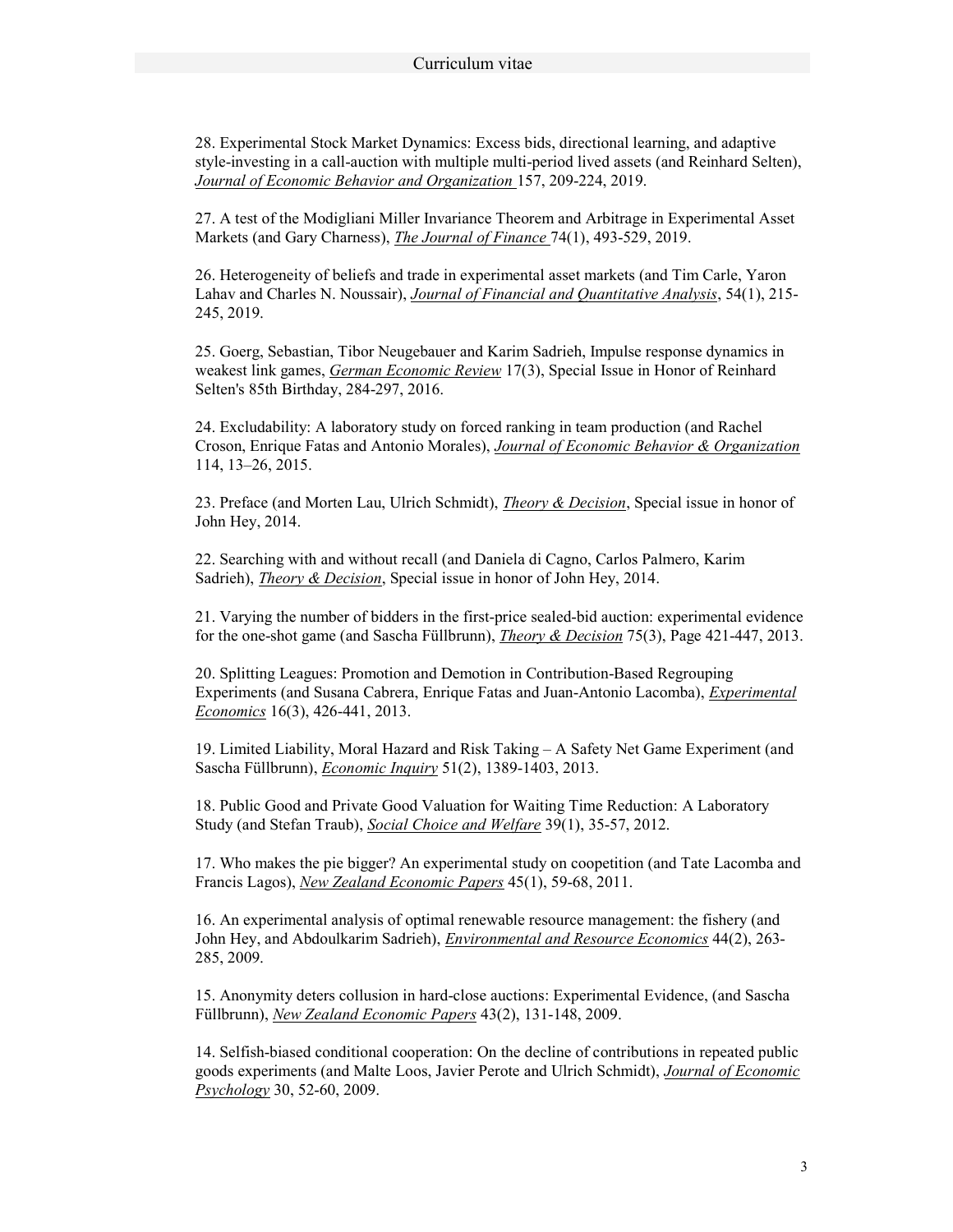28. Experimental Stock Market Dynamics: Excess bids, directional learning, and adaptive style-investing in a call-auction with multiple multi-period lived assets (and Reinhard Selten), *Journal of Economic Behavior and Organization* 157, 209-224, 2019.

27. A test of the Modigliani Miller Invariance Theorem and Arbitrage in Experimental Asset Markets (and Gary Charness), *The Journal of Finance* 74(1), 493-529, 2019.

26. Heterogeneity of beliefs and trade in experimental asset markets (and Tim Carle, Yaron Lahav and Charles N. Noussair), *Journal of Financial and Quantitative Analysis*, 54(1), 215-245, 2019.

25. Goerg, Sebastian, Tibor Neugebauer and Karim Sadrieh, Impulse response dynamics in weakest link games, *German Economic Review* 17(3), Special Issue in Honor of Reinhard Selten's 85th Birthday, 284-297, 2016.

24. Excludability: A laboratory study on forced ranking in team production (and Rachel Croson, Enrique Fatas and Antonio Morales), *Journal of Economic Behavior & Organization* 114, 13–26, 2015.

23. Preface (and Morten Lau, Ulrich Schmidt), *Theory & Decision*, Special issue in honor of John Hey, 2014.

22. Searching with and without recall (and Daniela di Cagno, Carlos Palmero, Karim Sadrieh), *Theory & Decision*, Special issue in honor of John Hey, 2014.

21. Varying the number of bidders in the first-price sealed-bid auction: experimental evidence for the one-shot game (and Sascha Füllbrunn), *Theory & Decision* 75(3), Page 421-447, 2013.

20. Splitting Leagues: Promotion and Demotion in Contribution-Based Regrouping Experiments (and Susana Cabrera, Enrique Fatas and Juan-Antonio Lacomba), *Experimental Economics* 16(3), 426-441, 2013.

19. Limited Liability, Moral Hazard and Risk Taking – A Safety Net Game Experiment (and Sascha Füllbrunn), *Economic Inquiry* 51(2), 1389-1403, 2013.

18. Public Good and Private Good Valuation for Waiting Time Reduction: A Laboratory Study (and Stefan Traub), *Social Choice and Welfare* 39(1), 35-57, 2012.

17. Who makes the pie bigger? An experimental study on coopetition (and Tate Lacomba and Francis Lagos), *New Zealand Economic Papers* 45(1), 59-68, 2011.

16. An experimental analysis of optimal renewable resource management: the fishery (and John Hey, and Abdoulkarim Sadrieh), *Environmental and Resource Economics* 44(2), 263-285, 2009.

15. Anonymity deters collusion in hard-close auctions: Experimental Evidence, (and Sascha Füllbrunn), *New Zealand Economic Papers* 43(2), 131-148, 2009.

14. Selfish-biased conditional cooperation: On the decline of contributions in repeated public goods experiments (and Malte Loos, Javier Perote and Ulrich Schmidt), *Journal of Economic Psychology* 30, 52-60, 2009.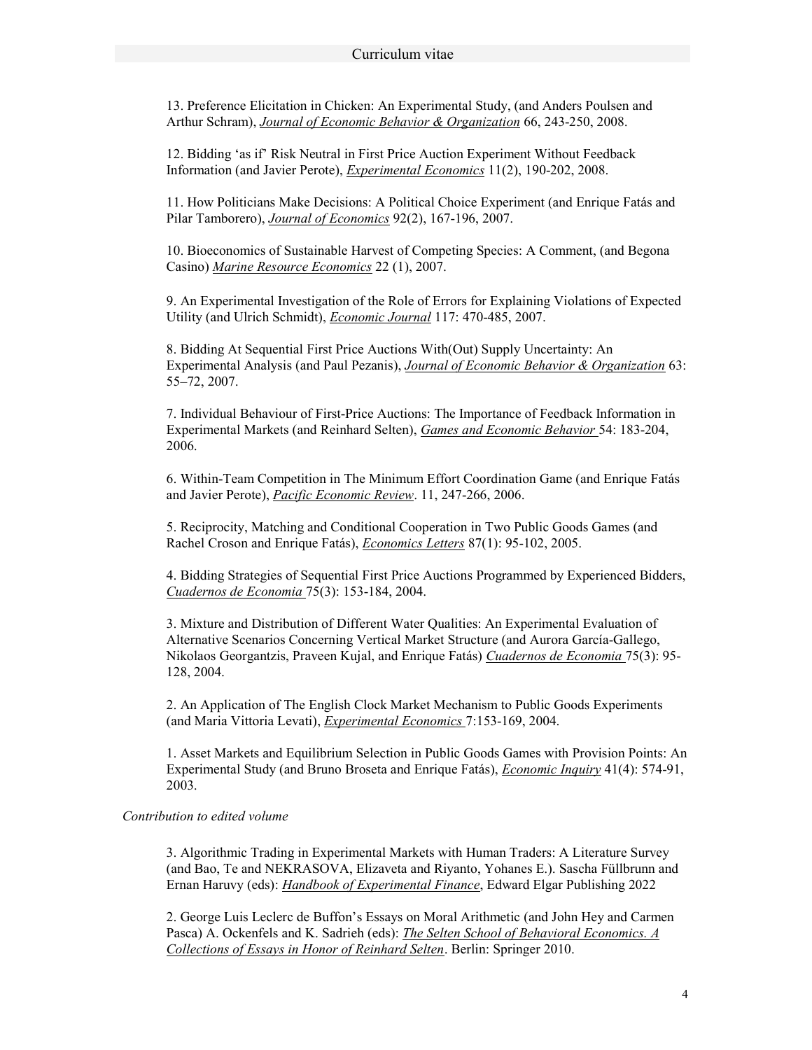13. Preference Elicitation in Chicken: An Experimental Study, (and Anders Poulsen and Arthur Schram), *Journal of Economic Behavior & Organization* 66, 243-250, 2008.

12. Bidding 'as if' Risk Neutral in First Price Auction Experiment Without Feedback Information (and Javier Perote), *Experimental Economics* 11(2), 190-202, 2008.

11. How Politicians Make Decisions: A Political Choice Experiment (and Enrique Fatás and Pilar Tamborero), *Journal of Economics* 92(2), 167-196, 2007.

10. Bioeconomics of Sustainable Harvest of Competing Species: A Comment, (and Begona Casino) *Marine Resource Economics* 22 (1), 2007.

9. An Experimental Investigation of the Role of Errors for Explaining Violations of Expected Utility (and Ulrich Schmidt), *Economic Journal* 117: 470-485, 2007.

8. Bidding At Sequential First Price Auctions With(Out) Supply Uncertainty: An Experimental Analysis (and Paul Pezanis), *Journal of Economic Behavior & Organization* 63: 55–72, 2007.

7. Individual Behaviour of First-Price Auctions: The Importance of Feedback Information in Experimental Markets (and Reinhard Selten), *Games and Economic Behavior* 54: 183-204, 2006.

6. Within-Team Competition in The Minimum Effort Coordination Game (and Enrique Fatás and Javier Perote), *Pacific Economic Review*. 11, 247-266, 2006.

5. Reciprocity, Matching and Conditional Cooperation in Two Public Goods Games (and Rachel Croson and Enrique Fatás), *Economics Letters* 87(1): 95-102, 2005.

4. Bidding Strategies of Sequential First Price Auctions Programmed by Experienced Bidders, *Cuadernos de Economia* 75(3): 153-184, 2004.

3. Mixture and Distribution of Different Water Qualities: An Experimental Evaluation of Alternative Scenarios Concerning Vertical Market Structure (and Aurora García-Gallego, Nikolaos Georgantzis, Praveen Kujal, and Enrique Fatás) *Cuadernos de Economia* 75(3): 95-128, 2004.

2. An Application of The English Clock Market Mechanism to Public Goods Experiments (and Maria Vittoria Levati), *Experimental Economics* 7:153-169, 2004.

1. Asset Markets and Equilibrium Selection in Public Goods Games with Provision Points: An Experimental Study (and Bruno Broseta and Enrique Fatás), *Economic Inquiry* 41(4): 574-91, 2003.

*Contribution to edited volume*

3. Algorithmic Trading in Experimental Markets with Human Traders: A Literature Survey (and Bao, Te and NEKRASOVA, Elizaveta and Riyanto, Yohanes E.). Sascha Füllbrunn and Ernan Haruvy (eds): *Handbook of Experimental Finance*, Edward Elgar Publishing 2022

2. George Luis Leclerc de Buffon's Essays on Moral Arithmetic (and John Hey and Carmen Pasca) A. Ockenfels and K. Sadrieh (eds): *The Selten School of Behavioral Economics. A Collections of Essays in Honor of Reinhard Selten*. Berlin: Springer 2010.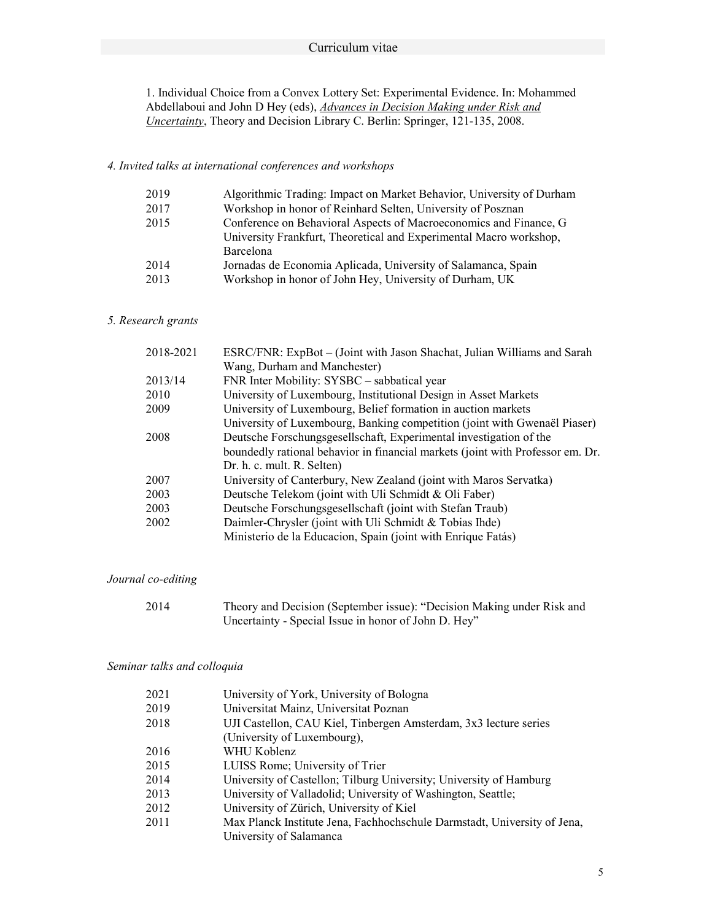1. Individual Choice from a Convex Lottery Set: Experimental Evidence. In: Mohammed Abdellaboui and John D Hey (eds), *Advances in Decision Making under Risk and Uncertainty*, Theory and Decision Library C. Berlin: Springer, 121-135, 2008.

*4. Invited talks at international conferences and workshops*

| | |
|---|---|
| 2019 | Algorithmic Trading: Impact on Market Behavior, University of Durham |
| 2017 | Workshop in honor of Reinhard Selten, University of Posznan |
| 2015 | Conference on Behavioral Aspects of Macroeconomics and Finance, G University Frankfurt, Theoretical and Experimental Macro workshop, Barcelona |
| 2014 | Jornadas de Economia Aplicada, University of Salamanca, Spain |
| 2013 | Workshop in honor of John Hey, University of Durham, UK |

*5. Research grants*

| | |
|---|---|
| 2018-2021 | ESRC/FNR: ExpBot – (Joint with Jason Shachat, Julian Williams and Sarah Wang, Durham and Manchester) |
| 2013/14 | FNR Inter Mobility: SYSBC – sabbatical year |
| 2010 | University of Luxembourg, Institutional Design in Asset Markets |
| 2009 | University of Luxembourg, Belief formation in auction markets |
| | University of Luxembourg, Banking competition (joint with Gwenaël Piaser) |
| 2008 | Deutsche Forschungsgesellschaft, Experimental investigation of the boundedly rational behavior in financial markets (joint with Professor em. Dr. Dr. h. c. mult. R. Selten) |
| 2007 | University of Canterbury, New Zealand (joint with Maros Servatka) |
| 2003 | Deutsche Telekom (joint with Uli Schmidt & Oli Faber) |
| 2003 | Deutsche Forschungsgesellschaft (joint with Stefan Traub) |
| 2002 | Daimler-Chrysler (joint with Uli Schmidt & Tobias Ihde) |
| | Ministerio de la Educacion, Spain (joint with Enrique Fatás) |

*Journal co-editing*

| | |
|---|---|
| 2014 | Theory and Decision (September issue): "Decision Making under Risk and Uncertainty - Special Issue in honor of John D. Hey" |

*Seminar talks and colloquia*

| | |
|---|---|
| 2021 | University of York, University of Bologna |
| 2019 | Universitat Mainz, Universitat Poznan |
| 2018 | UJI Castellon, CAU Kiel, Tinbergen Amsterdam, 3x3 lecture series (University of Luxembourg), |
| 2016 | WHU Koblenz |
| 2015 | LUISS Rome; University of Trier |
| 2014 | University of Castellon; Tilburg University; University of Hamburg |
| 2013 | University of Valladolid; University of Washington, Seattle; |
| 2012 | University of Zürich, University of Kiel |
| 2011 | Max Planck Institute Jena, Fachhochschule Darmstadt, University of Jena, University of Salamanca |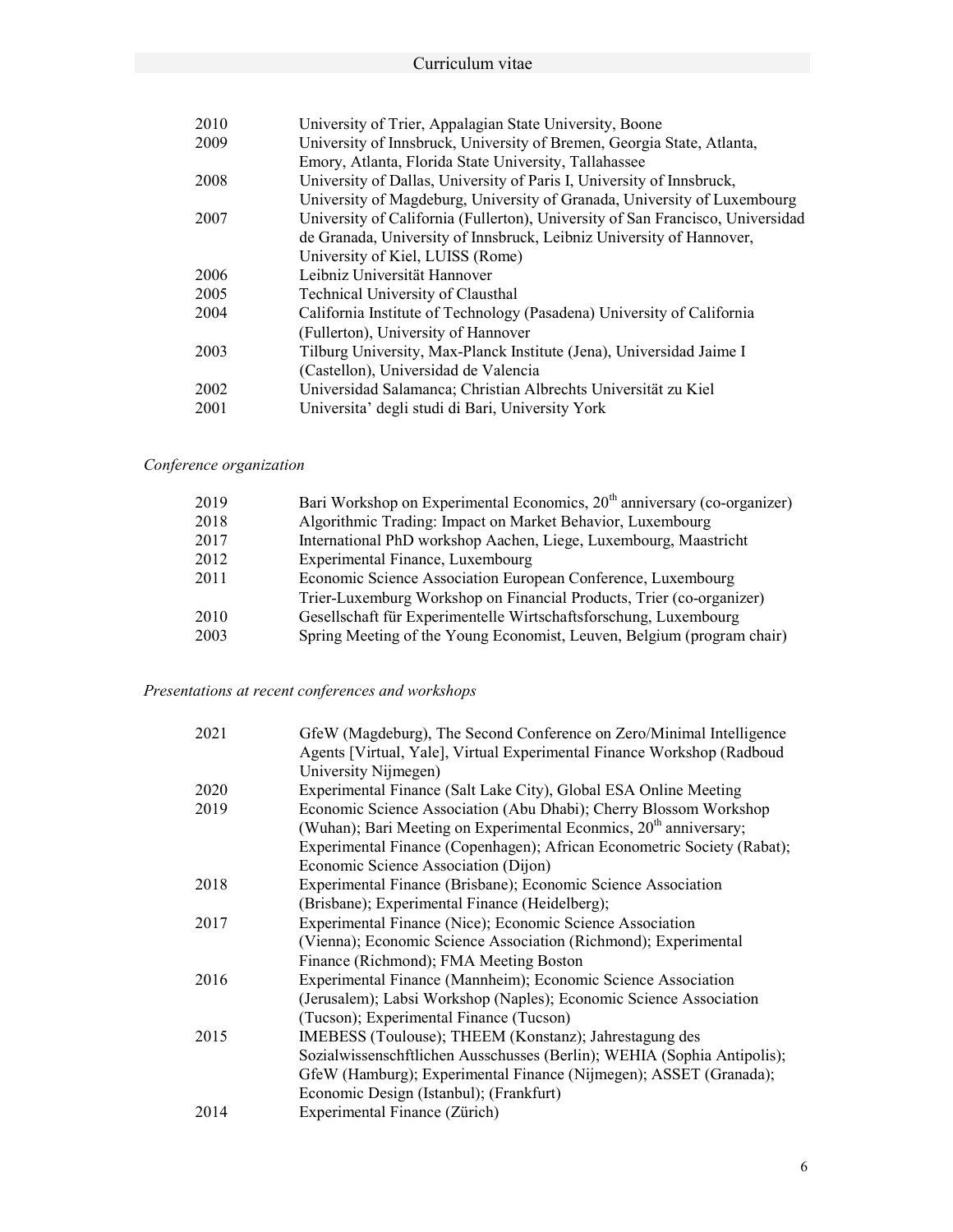| | |
|---|---|
| 2010 | University of Trier, Appalagian State University, Boone |
| 2009 | University of Innsbruck, University of Bremen, Georgia State, Atlanta, Emory, Atlanta, Florida State University, Tallahassee |
| 2008 | University of Dallas, University of Paris I, University of Innsbruck, University of Magdeburg, University of Granada, University of Luxembourg |
| 2007 | University of California (Fullerton), University of San Francisco, Universidad de Granada, University of Innsbruck, Leibniz University of Hannover, University of Kiel, LUISS (Rome) |
| 2006 | Leibniz Universität Hannover |
| 2005 | Technical University of Clausthal |
| 2004 | California Institute of Technology (Pasadena) University of California (Fullerton), University of Hannover |
| 2003 | Tilburg University, Max-Planck Institute (Jena), Universidad Jaime I (Castellon), Universidad de Valencia |
| 2002 | Universidad Salamanca; Christian Albrechts Universität zu Kiel |
| 2001 | Universita' degli studi di Bari, University York |

*Conference organization*

| | |
|---|---|
| 2019 | Bari Workshop on Experimental Economics, 20th anniversary (co-organizer) |
| 2018 | Algorithmic Trading: Impact on Market Behavior, Luxembourg |
| 2017 | International PhD workshop Aachen, Liege, Luxembourg, Maastricht |
| 2012 | Experimental Finance, Luxembourg |
| 2011 | Economic Science Association European Conference, Luxembourg<br>Trier-Luxemburg Workshop on Financial Products, Trier (co-organizer) |
| 2010 | Gesellschaft für Experimentelle Wirtschaftsforschung, Luxembourg |
| 2003 | Spring Meeting of the Young Economist, Leuven, Belgium (program chair) |

*Presentations at recent conferences and workshops*

| | |
|---|---|
| 2021 | GfeW (Magdeburg), The Second Conference on Zero/Minimal Intelligence Agents [Virtual, Yale], Virtual Experimental Finance Workshop (Radboud University Nijmegen) |
| 2020 | Experimental Finance (Salt Lake City), Global ESA Online Meeting |
| 2019 | Economic Science Association (Abu Dhabi); Cherry Blossom Workshop (Wuhan); Bari Meeting on Experimental Econmics, 20th anniversary; Experimental Finance (Copenhagen); African Econometric Society (Rabat); Economic Science Association (Dijon) |
| 2018 | Experimental Finance (Brisbane); Economic Science Association (Brisbane); Experimental Finance (Heidelberg); |
| 2017 | Experimental Finance (Nice); Economic Science Association (Vienna); Economic Science Association (Richmond); Experimental Finance (Richmond); FMA Meeting Boston |
| 2016 | Experimental Finance (Mannheim); Economic Science Association (Jerusalem); Labsi Workshop (Naples); Economic Science Association (Tucson); Experimental Finance (Tucson) |
| 2015 | IMEBESS (Toulouse); THEEM (Konstanz); Jahrestagung des Sozialwissenschftlichen Ausschusses (Berlin); WEHIA (Sophia Antipolis); GfeW (Hamburg); Experimental Finance (Nijmegen); ASSET (Granada); Economic Design (Istanbul); (Frankfurt) |
| 2014 | Experimental Finance (Zürich) |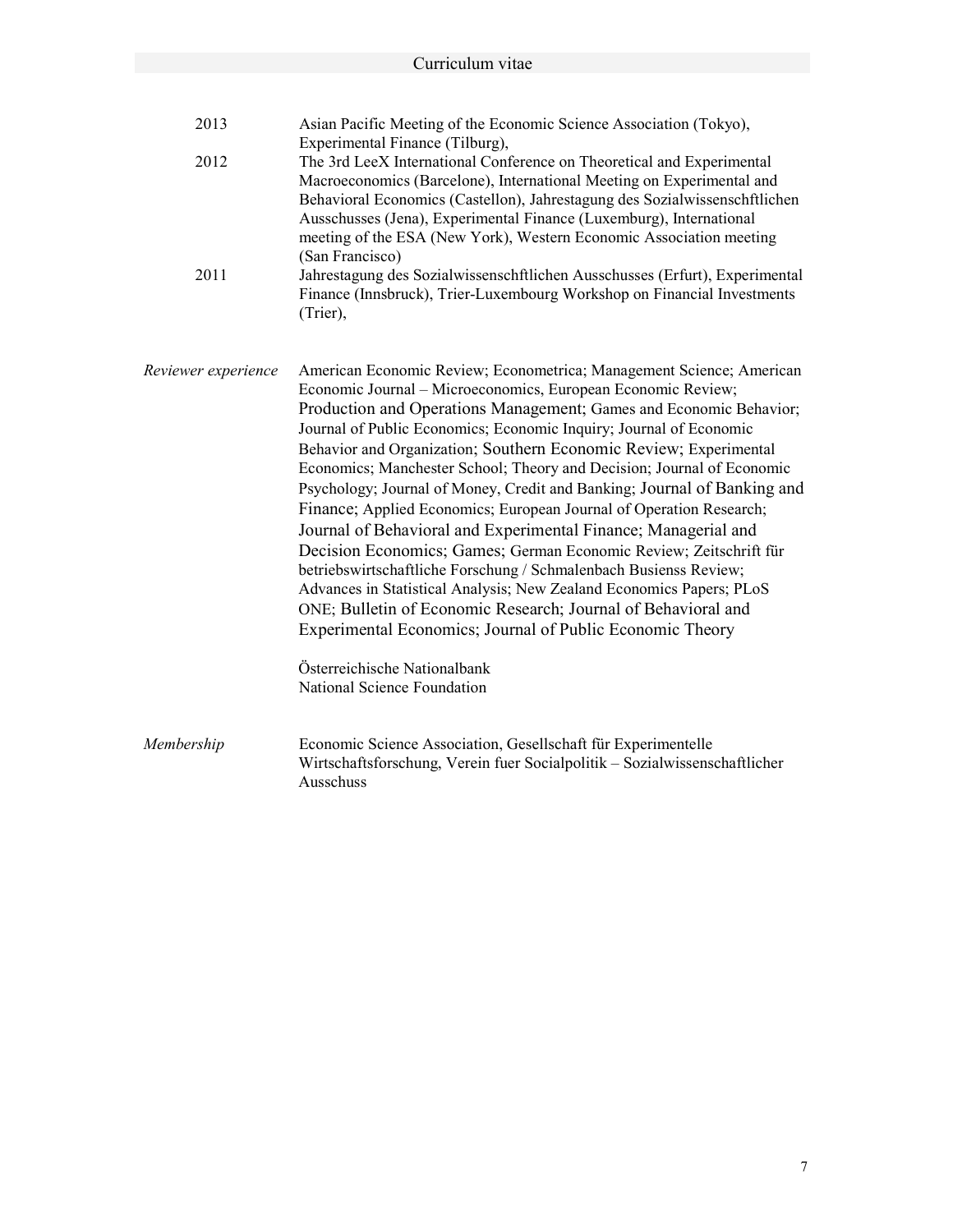| | |
|---|---|
| 2013 | Asian Pacific Meeting of the Economic Science Association (Tokyo), Experimental Finance (Tilburg), |
| 2012 | The 3rd LeeX International Conference on Theoretical and Experimental Macroeconomics (Barcelone), International Meeting on Experimental and Behavioral Economics (Castellon), Jahrestagung des Sozialwissenschftlichen Ausschusses (Jena), Experimental Finance (Luxemburg), International meeting of the ESA (New York), Western Economic Association meeting (San Francisco) |
| 2011 | Jahrestagung des Sozialwissenschftlichen Ausschusses (Erfurt), Experimental Finance (Innsbruck), Trier-Luxembourg Workshop on Financial Investments (Trier), |

*Reviewer experience*

American Economic Review; Econometrica; Management Science; American Economic Journal – Microeconomics, European Economic Review; Production and Operations Management; Games and Economic Behavior; Journal of Public Economics; Economic Inquiry; Journal of Economic Behavior and Organization; Southern Economic Review; Experimental Economics; Manchester School; Theory and Decision; Journal of Economic Psychology; Journal of Money, Credit and Banking; Journal of Banking and Finance; Applied Economics; European Journal of Operation Research; Journal of Behavioral and Experimental Finance; Managerial and Decision Economics; Games; German Economic Review; Zeitschrift für betriebswirtschaftliche Forschung / Schmalenbach Busienss Review; Advances in Statistical Analysis; New Zealand Economics Papers; PLoS ONE; Bulletin of Economic Research; Journal of Behavioral and Experimental Economics; Journal of Public Economic Theory

Österreichische Nationalbank
National Science Foundation

*Membership*

Economic Science Association, Gesellschaft für Experimentelle Wirtschaftsforschung, Verein fuer Socialpolitik – Sozialwissenschaftlicher Ausschuss